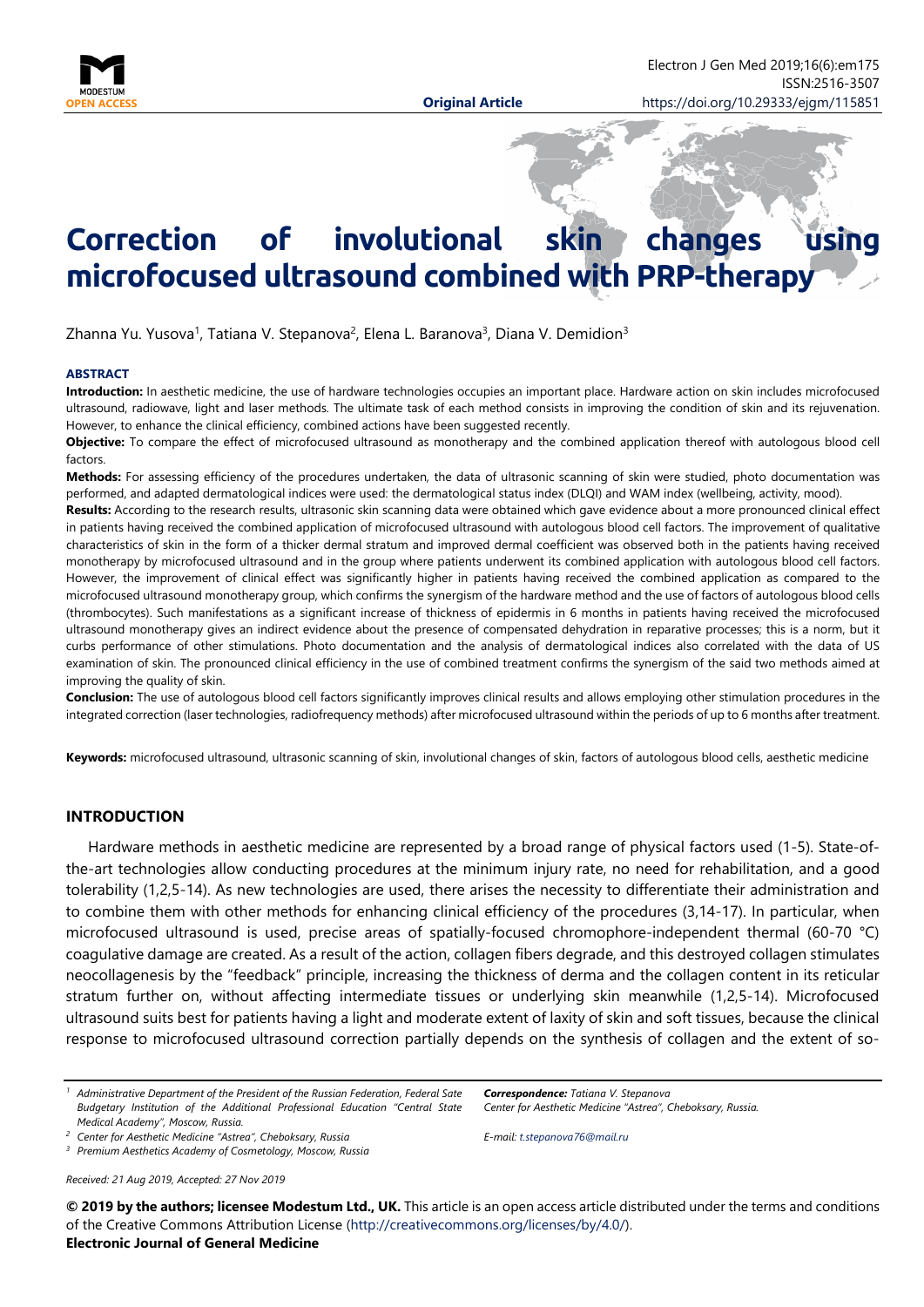**Original Article**

# Correction of involutional skin changes using microfocused ultrasound combined with PRP-therapy

Zhanna Yu. Yusova[1], Tatiana V. Stepanova[2], Elena L. Baranova[3], Diana V. Demidion[3]

### ABSTRACT

**Introduction:** In aesthetic medicine, the use of hardware technologies occupies an important place. Hardware action on skin includes microfocused ultrasound, radiowave, light and laser methods. The ultimate task of each method consists in improving the condition of skin and its rejuvenation. However, to enhance the clinical efficiency, combined actions have been suggested recently.

**Objective:** To compare the effect of microfocused ultrasound as monotherapy and the combined application thereof with autologous blood cell factors.

**Methods:** For assessing efficiency of the procedures undertaken, the data of ultrasonic scanning of skin were studied, photo documentation was performed, and adapted dermatological indices were used: the dermatological status index (DLQI) and WAM index (wellbeing, activity, mood).

**Results:** According to the research results, ultrasonic skin scanning data were obtained which gave evidence about a more pronounced clinical effect in patients having received the combined application of microfocused ultrasound with autologous blood cell factors. The improvement of qualitative characteristics of skin in the form of a thicker dermal stratum and improved dermal coefficient was observed both in the patients having received monotherapy by microfocused ultrasound and in the group where patients underwent its combined application with autologous blood cell factors. However, the improvement of clinical effect was significantly higher in patients having received the combined application as compared to the microfocused ultrasound monotherapy group, which confirms the synergism of the hardware method and the use of factors of autologous blood cells (thrombocytes). Such manifestations as a significant increase of thickness of epidermis in 6 months in patients having received the microfocused ultrasound monotherapy gives an indirect evidence about the presence of compensated dehydration in reparative processes; this is a norm, but it curbs performance of other stimulations. Photo documentation and the analysis of dermatological indices also correlated with the data of US examination of skin. The pronounced clinical efficiency in the use of combined treatment confirms the synergism of the said two methods aimed at improving the quality of skin.

**Conclusion:** The use of autologous blood cell factors significantly improves clinical results and allows employing other stimulation procedures in the integrated correction (laser technologies, radiofrequency methods) after microfocused ultrasound within the periods of up to 6 months after treatment.

**Keywords:** microfocused ultrasound, ultrasonic scanning of skin, involutional changes of skin, factors of autologous blood cells, aesthetic medicine

## INTRODUCTION

Hardware methods in aesthetic medicine are represented by a broad range of physical factors used (1-5). State-of-the-art technologies allow conducting procedures at the minimum injury rate, no need for rehabilitation, and a good tolerability (1,2,5-14). As new technologies are used, there arises the necessity to differentiate their administration and to combine them with other methods for enhancing clinical efficiency of the procedures (3,14-17). In particular, when microfocused ultrasound is used, precise areas of spatially-focused chromophore-independent thermal (60-70 °C) coagulative damage are created. As a result of the action, collagen fibers degrade, and this destroyed collagen stimulates neocollagenesis by the "feedback" principle, increasing the thickness of derma and the collagen content in its reticular stratum further on, without affecting intermediate tissues or underlying skin meanwhile (1,2,5-14). Microfocused ultrasound suits best for patients having a light and moderate extent of laxity of skin and soft tissues, because the clinical response to microfocused ultrasound correction partially depends on the synthesis of collagen and the extent of so-

---

[1] Administrative Department of the President of the Russian Federation, Federal Sate Budgetary Institution of the Additional Professional Education "Central State Medical Academy", Moscow, Russia.

[2] Center for Aesthetic Medicine "Astrea", Cheboksary, Russia

[3] Premium Aesthetics Academy of Cosmetology, Moscow, Russia

***Correspondence:*** *Tatiana V. Stepanova*
*Center for Aesthetic Medicine "Astrea", Cheboksary, Russia.*

*E-mail: t.stepanova76@mail.ru*

*Received: 21 Aug 2019, Accepted: 27 Nov 2019*

**© 2019 by the authors; licensee Modestum Ltd., UK.** This article is an open access article distributed under the terms and conditions of the Creative Commons Attribution License (http://creativecommons.org/licenses/by/4.0/).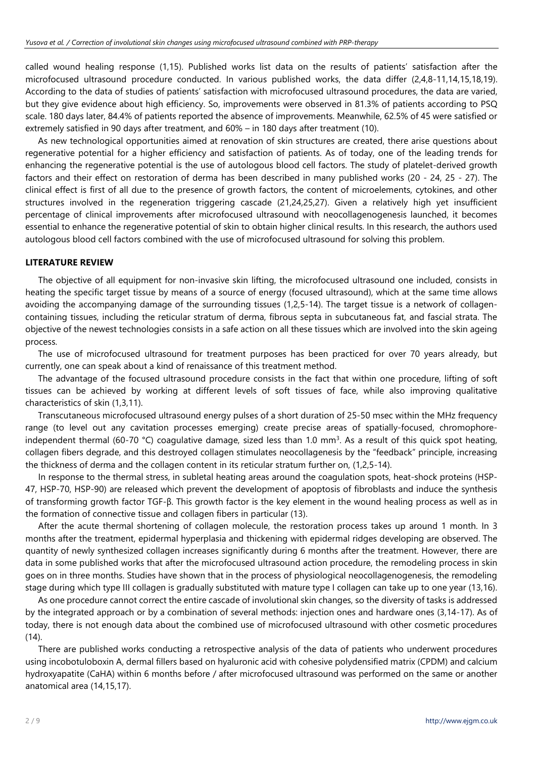called wound healing response (1,15). Published works list data on the results of patients' satisfaction after the microfocused ultrasound procedure conducted. In various published works, the data differ (2,4,8-11,14,15,18,19). According to the data of studies of patients' satisfaction with microfocused ultrasound procedures, the data are varied, but they give evidence about high efficiency. So, improvements were observed in 81.3% of patients according to PSQ scale. 180 days later, 84.4% of patients reported the absence of improvements. Meanwhile, 62.5% of 45 were satisfied or extremely satisfied in 90 days after treatment, and 60% – in 180 days after treatment (10).

As new technological opportunities aimed at renovation of skin structures are created, there arise questions about regenerative potential for a higher efficiency and satisfaction of patients. As of today, one of the leading trends for enhancing the regenerative potential is the use of autologous blood cell factors. The study of platelet-derived growth factors and their effect on restoration of derma has been described in many published works (20 - 24, 25 - 27). The clinical effect is first of all due to the presence of growth factors, the content of microelements, cytokines, and other structures involved in the regeneration triggering cascade (21,24,25,27). Given a relatively high yet insufficient percentage of clinical improvements after microfocused ultrasound with neocollagenogenesis launched, it becomes essential to enhance the regenerative potential of skin to obtain higher clinical results. In this research, the authors used autologous blood cell factors combined with the use of microfocused ultrasound for solving this problem.

## LITERATURE REVIEW

The objective of all equipment for non-invasive skin lifting, the microfocused ultrasound one included, consists in heating the specific target tissue by means of a source of energy (focused ultrasound), which at the same time allows avoiding the accompanying damage of the surrounding tissues (1,2,5-14). The target tissue is a network of collagen-containing tissues, including the reticular stratum of derma, fibrous septa in subcutaneous fat, and fascial strata. The objective of the newest technologies consists in a safe action on all these tissues which are involved into the skin ageing process.

The use of microfocused ultrasound for treatment purposes has been practiced for over 70 years already, but currently, one can speak about a kind of renaissance of this treatment method.

The advantage of the focused ultrasound procedure consists in the fact that within one procedure, lifting of soft tissues can be achieved by working at different levels of soft tissues of face, while also improving qualitative characteristics of skin (1,3,11).

Transcutaneous microfocused ultrasound energy pulses of a short duration of 25-50 msec within the MHz frequency range (to level out any cavitation processes emerging) create precise areas of spatially-focused, chromophore-independent thermal (60-70 °C) coagulative damage, sized less than 1.0 mm$^3$. As a result of this quick spot heating, collagen fibers degrade, and this destroyed collagen stimulates neocollagenesis by the "feedback" principle, increasing the thickness of derma and the collagen content in its reticular stratum further on, (1,2,5-14).

In response to the thermal stress, in subletal heating areas around the coagulation spots, heat-shock proteins (HSP-47, HSP-70, HSP-90) are released which prevent the development of apoptosis of fibroblasts and induce the synthesis of transforming growth factor TGF-β. This growth factor is the key element in the wound healing process as well as in the formation of connective tissue and collagen fibers in particular (13).

After the acute thermal shortening of collagen molecule, the restoration process takes up around 1 month. In 3 months after the treatment, epidermal hyperplasia and thickening with epidermal ridges developing are observed. The quantity of newly synthesized collagen increases significantly during 6 months after the treatment. However, there are data in some published works that after the microfocused ultrasound action procedure, the remodeling process in skin goes on in three months. Studies have shown that in the process of physiological neocollagenogenesis, the remodeling stage during which type III collagen is gradually substituted with mature type I collagen can take up to one year (13,16).

As one procedure cannot correct the entire cascade of involutional skin changes, so the diversity of tasks is addressed by the integrated approach or by a combination of several methods: injection ones and hardware ones (3,14-17). As of today, there is not enough data about the combined use of microfocused ultrasound with other cosmetic procedures (14).

There are published works conducting a retrospective analysis of the data of patients who underwent procedures using incobotuloboxin A, dermal fillers based on hyaluronic acid with cohesive polydensified matrix (CPDM) and calcium hydroxyapatite (CaHA) within 6 months before / after microfocused ultrasound was performed on the same or another anatomical area (14,15,17).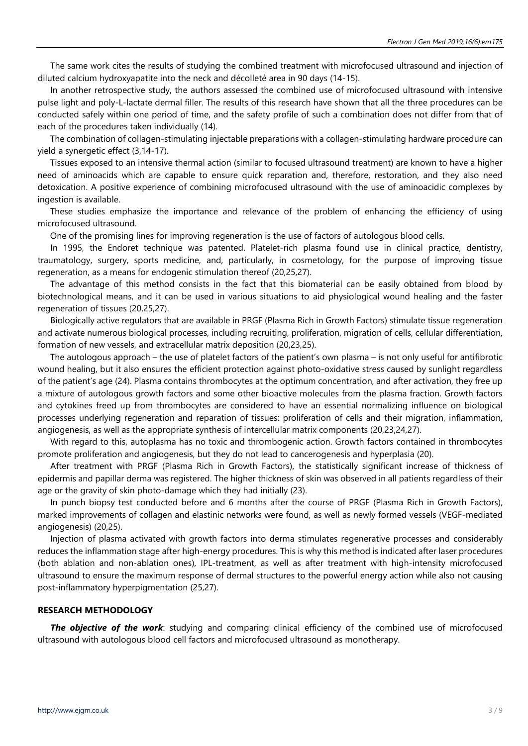The same work cites the results of studying the combined treatment with microfocused ultrasound and injection of diluted calcium hydroxyapatite into the neck and décolleté area in 90 days (14-15).

In another retrospective study, the authors assessed the combined use of microfocused ultrasound with intensive pulse light and poly-L-lactate dermal filler. The results of this research have shown that all the three procedures can be conducted safely within one period of time, and the safety profile of such a combination does not differ from that of each of the procedures taken individually (14).

The combination of collagen-stimulating injectable preparations with a collagen-stimulating hardware procedure can yield a synergetic effect (3,14-17).

Tissues exposed to an intensive thermal action (similar to focused ultrasound treatment) are known to have a higher need of aminoacids which are capable to ensure quick reparation and, therefore, restoration, and they also need detoxication. A positive experience of combining microfocused ultrasound with the use of aminoacidic complexes by ingestion is available.

These studies emphasize the importance and relevance of the problem of enhancing the efficiency of using microfocused ultrasound.

One of the promising lines for improving regeneration is the use of factors of autologous blood cells.

In 1995, the Endoret technique was patented. Platelet-rich plasma found use in clinical practice, dentistry, traumatology, surgery, sports medicine, and, particularly, in cosmetology, for the purpose of improving tissue regeneration, as a means for endogenic stimulation thereof (20,25,27).

The advantage of this method consists in the fact that this biomaterial can be easily obtained from blood by biotechnological means, and it can be used in various situations to aid physiological wound healing and the faster regeneration of tissues (20,25,27).

Biologically active regulators that are available in PRGF (Plasma Rich in Growth Factors) stimulate tissue regeneration and activate numerous biological processes, including recruiting, proliferation, migration of cells, cellular differentiation, formation of new vessels, and extracellular matrix deposition (20,23,25).

The autologous approach – the use of platelet factors of the patient's own plasma – is not only useful for antifibrotic wound healing, but it also ensures the efficient protection against photo-oxidative stress caused by sunlight regardless of the patient's age (24). Plasma contains thrombocytes at the optimum concentration, and after activation, they free up a mixture of autologous growth factors and some other bioactive molecules from the plasma fraction. Growth factors and cytokines freed up from thrombocytes are considered to have an essential normalizing influence on biological processes underlying regeneration and reparation of tissues: proliferation of cells and their migration, inflammation, angiogenesis, as well as the appropriate synthesis of intercellular matrix components (20,23,24,27).

With regard to this, autoplasma has no toxic and thrombogenic action. Growth factors contained in thrombocytes promote proliferation and angiogenesis, but they do not lead to cancerogenesis and hyperplasia (20).

After treatment with PRGF (Plasma Rich in Growth Factors), the statistically significant increase of thickness of epidermis and papillar derma was registered. The higher thickness of skin was observed in all patients regardless of their age or the gravity of skin photo-damage which they had initially (23).

In punch biopsy test conducted before and 6 months after the course of PRGF (Plasma Rich in Growth Factors), marked improvements of collagen and elastinic networks were found, as well as newly formed vessels (VEGF-mediated angiogenesis) (20,25).

Injection of plasma activated with growth factors into derma stimulates regenerative processes and considerably reduces the inflammation stage after high-energy procedures. This is why this method is indicated after laser procedures (both ablation and non-ablation ones), IPL-treatment, as well as after treatment with high-intensity microfocused ultrasound to ensure the maximum response of dermal structures to the powerful energy action while also not causing post-inflammatory hyperpigmentation (25,27).

## RESEARCH METHODOLOGY

***The objective of the work***: studying and comparing clinical efficiency of the combined use of microfocused ultrasound with autologous blood cell factors and microfocused ultrasound as monotherapy.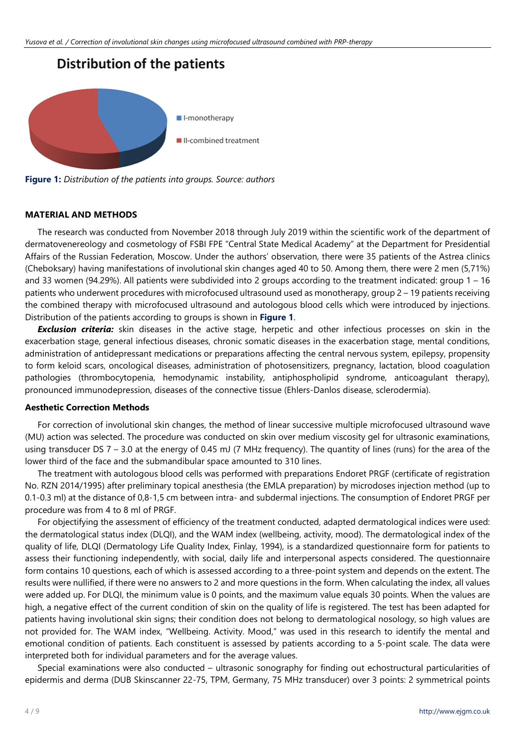Distribution of the patients

I-monotherapy

II-combined treatment

**Figure 1:** *Distribution of the patients into groups. Source: authors*

## MATERIAL AND METHODS

The research was conducted from November 2018 through July 2019 within the scientific work of the department of dermatovenereology and cosmetology of FSBI FPE "Central State Medical Academy" at the Department for Presidential Affairs of the Russian Federation, Moscow. Under the authors' observation, there were 35 patients of the Astrea clinics (Cheboksary) having manifestations of involutional skin changes aged 40 to 50. Among them, there were 2 men (5,71%) and 33 women (94.29%). All patients were subdivided into 2 groups according to the treatment indicated: group 1 – 16 patients who underwent procedures with microfocused ultrasound used as monotherapy, group 2 – 19 patients receiving the combined therapy with microfocused ultrasound and autologous blood cells which were introduced by injections. Distribution of the patients according to groups is shown in **Figure 1**.

***Exclusion criteria:*** skin diseases in the active stage, herpetic and other infectious processes on skin in the exacerbation stage, general infectious diseases, chronic somatic diseases in the exacerbation stage, mental conditions, administration of antidepressant medications or preparations affecting the central nervous system, epilepsy, propensity to form keloid scars, oncological diseases, administration of photosensitizers, pregnancy, lactation, blood coagulation pathologies (thrombocytopenia, hemodynamic instability, antiphospholipid syndrome, anticoagulant therapy), pronounced immunodepression, diseases of the connective tissue (Ehlers-Danlos disease, sclerodermia).

### Aesthetic Correction Methods

For correction of involutional skin changes, the method of linear successive multiple microfocused ultrasound wave (MU) action was selected. The procedure was conducted on skin over medium viscosity gel for ultrasonic examinations, using transducer DS 7 – 3.0 at the energy of 0.45 mJ (7 MHz frequency). The quantity of lines (runs) for the area of the lower third of the face and the submandibular space amounted to 310 lines.

The treatment with autologous blood cells was performed with preparations Endoret PRGF (certificate of registration No. RZN 2014/1995) after preliminary topical anesthesia (the EMLA preparation) by microdoses injection method (up to 0.1-0.3 ml) at the distance of 0,8-1,5 cm between intra- and subdermal injections. The consumption of Endoret PRGF per procedure was from 4 to 8 ml of PRGF.

For objectifying the assessment of efficiency of the treatment conducted, adapted dermatological indices were used: the dermatological status index (DLQI), and the WAM index (wellbeing, activity, mood). The dermatological index of the quality of life, DLQI (Dermatology Life Quality Index, Finlay, 1994), is a standardized questionnaire form for patients to assess their functioning independently, with social, daily life and interpersonal aspects considered. The questionnaire form contains 10 questions, each of which is assessed according to a three-point system and depends on the extent. The results were nullified, if there were no answers to 2 and more questions in the form. When calculating the index, all values were added up. For DLQI, the minimum value is 0 points, and the maximum value equals 30 points. When the values are high, a negative effect of the current condition of skin on the quality of life is registered. The test has been adapted for patients having involutional skin signs; their condition does not belong to dermatological nosology, so high values are not provided for. The WAM index, "Wellbeing. Activity. Mood," was used in this research to identify the mental and emotional condition of patients. Each constituent is assessed by patients according to a 5-point scale. The data were interpreted both for individual parameters and for the average values.

Special examinations were also conducted – ultrasonic sonography for finding out echostructural particularities of epidermis and derma (DUB Skinscanner 22-75, TPM, Germany, 75 MHz transducer) over 3 points: 2 symmetrical points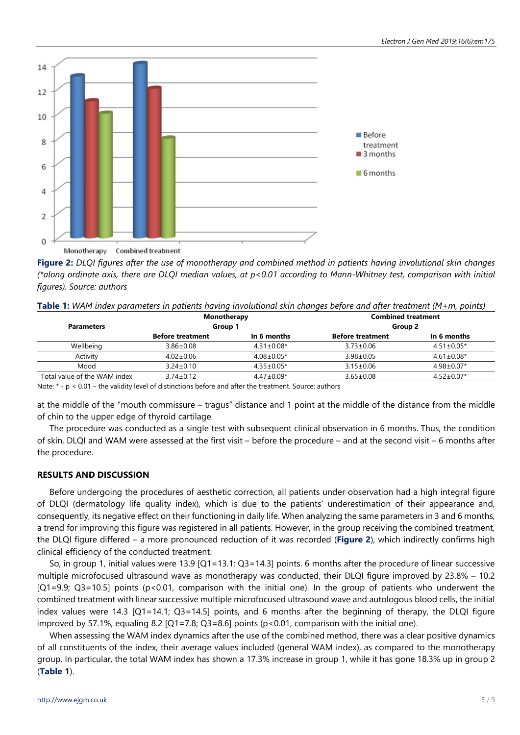**Figure 2:** *DLQI figures after the use of monotherapy and combined method in patients having involutional skin changes (*along ordinate axis, there are DLQI median values, at p<0.01 according to Mann-Whitney test, comparison with initial figures). Source: authors*

**Table 1:** *WAM index parameters in patients having involutional skin changes before and after treatment (M±m, points)*

| Parameters | Monotherapy Group 1 | | Combined treatment Group 2 | |
|---|---|---|---|---|
| | Before treatment | In 6 months | Before treatment | In 6 months |
| Wellbeing | 3.86±0.08 | 4.31±0.08* | 3.73±0.06 | 4.51±0.05* |
| Activity | 4.02±0.06 | 4.08±0.05* | 3.98±0.05 | 4.61±0.08* |
| Mood | 3.24±0.10 | 4.35±0.05* | 3.15±0.06 | 4.98±0.07* |
| Total value of the WAM index | 3.74±0.12 | 4.47±0.09* | 3.65±0.08 | 4.52±0.07* |

Note: * - p < 0.01 – the validity level of distinctions before and after the treatment. Source: authors

at the middle of the "mouth commissure – tragus" distance and 1 point at the middle of the distance from the middle of chin to the upper edge of thyroid cartilage.

The procedure was conducted as a single test with subsequent clinical observation in 6 months. Thus, the condition of skin, DLQI and WAM were assessed at the first visit – before the procedure – and at the second visit – 6 months after the procedure.

## RESULTS AND DISCUSSION

Before undergoing the procedures of aesthetic correction, all patients under observation had a high integral figure of DLQI (dermatology life quality index), which is due to the patients' underestimation of their appearance and, consequently, its negative effect on their functioning in daily life. When analyzing the same parameters in 3 and 6 months, a trend for improving this figure was registered in all patients. However, in the group receiving the combined treatment, the DLQI figure differed – a more pronounced reduction of it was recorded (**Figure 2**), which indirectly confirms high clinical efficiency of the conducted treatment.

So, in group 1, initial values were 13.9 [Q1=13.1; Q3=14.3] points. 6 months after the procedure of linear successive multiple microfocused ultrasound wave as monotherapy was conducted, their DLQI figure improved by 23.8% – 10.2 [Q1=9.9; Q3=10.5] points ($p<0.01$, comparison with the initial one). In the group of patients who underwent the combined treatment with linear successive multiple microfocused ultrasound wave and autologous blood cells, the initial index values were 14.3 [Q1=14.1; Q3=14.5] points, and 6 months after the beginning of therapy, the DLQI figure improved by 57.1%, equaling 8.2 [Q1=7.8; Q3=8.6] points ($p<0.01$, comparison with the initial one).

When assessing the WAM index dynamics after the use of the combined method, there was a clear positive dynamics of all constituents of the index, their average values included (general WAM index), as compared to the monotherapy group. In particular, the total WAM index has shown a 17.3% increase in group 1, while it has gone 18.3% up in group 2 (**Table 1**).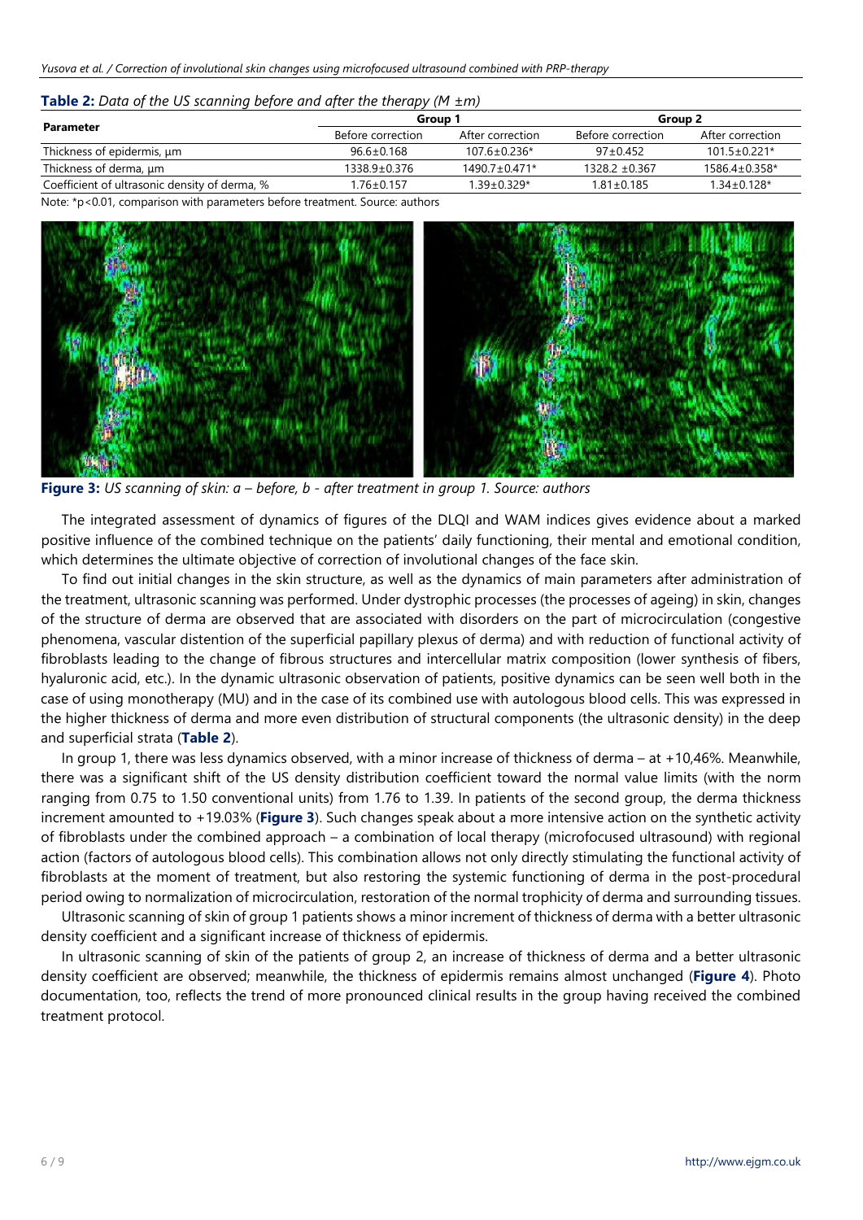**Table 2:** *Data of the US scanning before and after the therapy (M ±m)*

| Parameter | Group 1 | | Group 2 | |
|---|---|---|---|---|
| | Before correction | After correction | Before correction | After correction |
| Thickness of epidermis, μm | 96.6±0.168 | 107.6±0.236* | 97±0.452 | 101.5±0.221* |
| Thickness of derma, μm | 1338.9±0.376 | 1490.7±0.471* | 1328.2 ±0.367 | 1586.4±0.358* |
| Coefficient of ultrasonic density of derma, % | 1.76±0.157 | 1.39±0.329* | 1.81±0.185 | 1.34±0.128* |

Note: *p<0.01, comparison with parameters before treatment. Source: authors

**Figure 3:** *US scanning of skin: a – before, b - after treatment in group 1. Source: authors*

The integrated assessment of dynamics of figures of the DLQI and WAM indices gives evidence about a marked positive influence of the combined technique on the patients' daily functioning, their mental and emotional condition, which determines the ultimate objective of correction of involutional changes of the face skin.

To find out initial changes in the skin structure, as well as the dynamics of main parameters after administration of the treatment, ultrasonic scanning was performed. Under dystrophic processes (the processes of ageing) in skin, changes of the structure of derma are observed that are associated with disorders on the part of microcirculation (congestive phenomena, vascular distention of the superficial papillary plexus of derma) and with reduction of functional activity of fibroblasts leading to the change of fibrous structures and intercellular matrix composition (lower synthesis of fibers, hyaluronic acid, etc.). In the dynamic ultrasonic observation of patients, positive dynamics can be seen well both in the case of using monotherapy (MU) and in the case of its combined use with autologous blood cells. This was expressed in the higher thickness of derma and more even distribution of structural components (the ultrasonic density) in the deep and superficial strata (**Table 2**).

In group 1, there was less dynamics observed, with a minor increase of thickness of derma – at +10,46%. Meanwhile, there was a significant shift of the US density distribution coefficient toward the normal value limits (with the norm ranging from 0.75 to 1.50 conventional units) from 1.76 to 1.39. In patients of the second group, the derma thickness increment amounted to +19.03% (**Figure 3**). Such changes speak about a more intensive action on the synthetic activity of fibroblasts under the combined approach – a combination of local therapy (microfocused ultrasound) with regional action (factors of autologous blood cells). This combination allows not only directly stimulating the functional activity of fibroblasts at the moment of treatment, but also restoring the systemic functioning of derma in the post-procedural period owing to normalization of microcirculation, restoration of the normal trophicity of derma and surrounding tissues.

Ultrasonic scanning of skin of group 1 patients shows a minor increment of thickness of derma with a better ultrasonic density coefficient and a significant increase of thickness of epidermis.

In ultrasonic scanning of skin of the patients of group 2, an increase of thickness of derma and a better ultrasonic density coefficient are observed; meanwhile, the thickness of epidermis remains almost unchanged (**Figure 4**). Photo documentation, too, reflects the trend of more pronounced clinical results in the group having received the combined treatment protocol.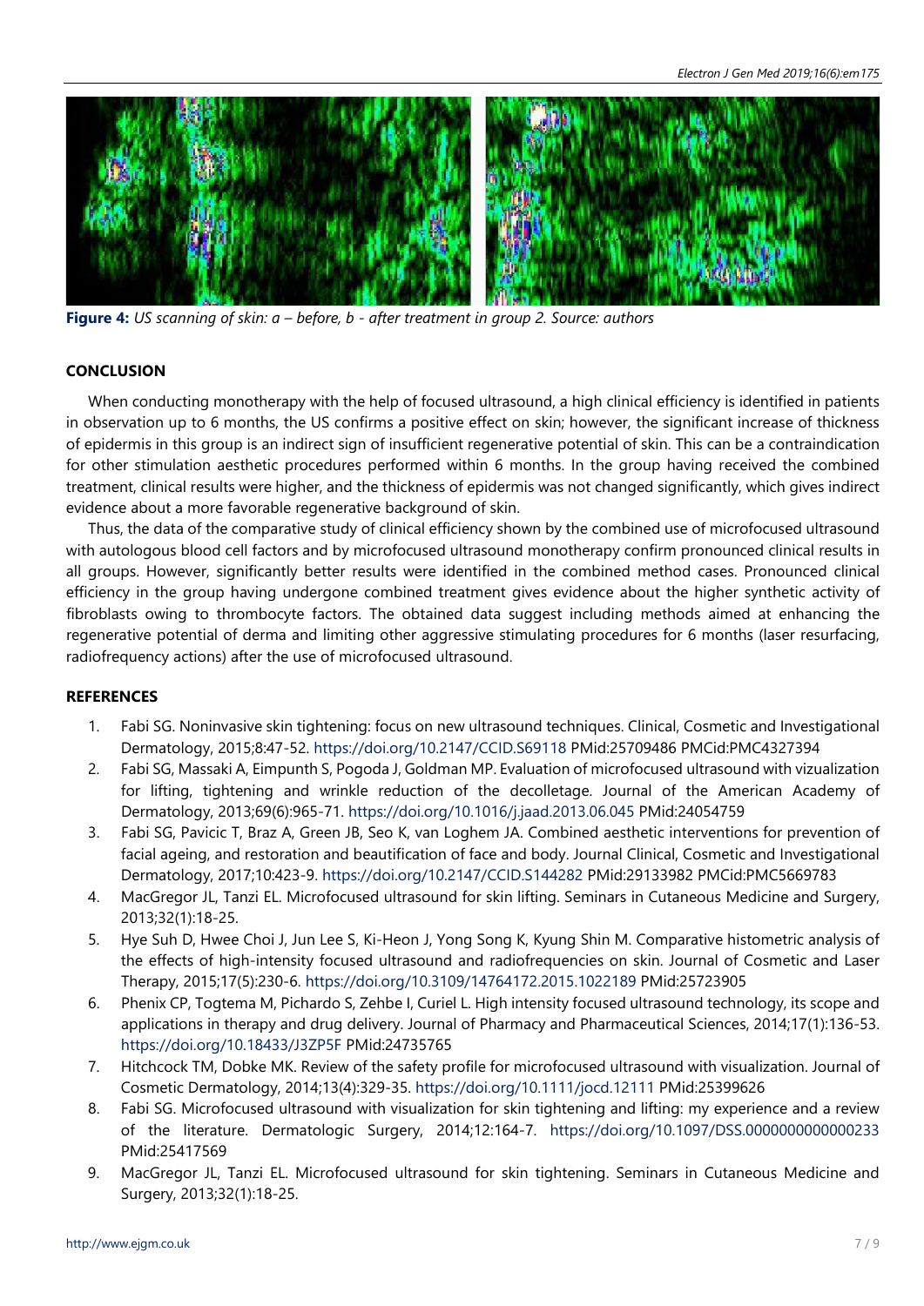**Figure 4:** *US scanning of skin: a – before, b - after treatment in group 2. Source: authors*

## CONCLUSION

When conducting monotherapy with the help of focused ultrasound, a high clinical efficiency is identified in patients in observation up to 6 months, the US confirms a positive effect on skin; however, the significant increase of thickness of epidermis in this group is an indirect sign of insufficient regenerative potential of skin. This can be a contraindication for other stimulation aesthetic procedures performed within 6 months. In the group having received the combined treatment, clinical results were higher, and the thickness of epidermis was not changed significantly, which gives indirect evidence about a more favorable regenerative background of skin.

Thus, the data of the comparative study of clinical efficiency shown by the combined use of microfocused ultrasound with autologous blood cell factors and by microfocused ultrasound monotherapy confirm pronounced clinical results in all groups. However, significantly better results were identified in the combined method cases. Pronounced clinical efficiency in the group having undergone combined treatment gives evidence about the higher synthetic activity of fibroblasts owing to thrombocyte factors. The obtained data suggest including methods aimed at enhancing the regenerative potential of derma and limiting other aggressive stimulating procedures for 6 months (laser resurfacing, radiofrequency actions) after the use of microfocused ultrasound.

## REFERENCES

1. Fabi SG. Noninvasive skin tightening: focus on new ultrasound techniques. Clinical, Cosmetic and Investigational Dermatology, 2015;8:47-52. https://doi.org/10.2147/CCID.S69118 PMid:25709486 PMCid:PMC4327394
2. Fabi SG, Massaki A, Eimpunth S, Pogoda J, Goldman MP. Evaluation of microfocused ultrasound with vizualization for lifting, tightening and wrinkle reduction of the decolletage. Journal of the American Academy of Dermatology, 2013;69(6):965-71. https://doi.org/10.1016/j.jaad.2013.06.045 PMid:24054759
3. Fabi SG, Pavicic T, Braz A, Green JB, Seo K, van Loghem JA. Combined aesthetic interventions for prevention of facial ageing, and restoration and beautification of face and body. Journal Clinical, Cosmetic and Investigational Dermatology, 2017;10:423-9. https://doi.org/10.2147/CCID.S144282 PMid:29133982 PMCid:PMC5669783
4. MacGregor JL, Tanzi EL. Microfocused ultrasound for skin lifting. Seminars in Cutaneous Medicine and Surgery, 2013;32(1):18-25.
5. Hye Suh D, Hwee Choi J, Jun Lee S, Ki-Heon J, Yong Song K, Kyung Shin M. Comparative histometric analysis of the effects of high-intensity focused ultrasound and radiofrequencies on skin. Journal of Cosmetic and Laser Therapy, 2015;17(5):230-6. https://doi.org/10.3109/14764172.2015.1022189 PMid:25723905
6. Phenix CP, Togtema M, Pichardo S, Zehbe I, Curiel L. High intensity focused ultrasound technology, its scope and applications in therapy and drug delivery. Journal of Pharmacy and Pharmaceutical Sciences, 2014;17(1):136-53. https://doi.org/10.18433/J3ZP5F PMid:24735765
7. Hitchcock TM, Dobke MK. Review of the safety profile for microfocused ultrasound with visualization. Journal of Cosmetic Dermatology, 2014;13(4):329-35. https://doi.org/10.1111/jocd.12111 PMid:25399626
8. Fabi SG. Microfocused ultrasound with visualization for skin tightening and lifting: my experience and a review of the literature. Dermatologic Surgery, 2014;12:164-7. https://doi.org/10.1097/DSS.0000000000000233 PMid:25417569
9. MacGregor JL, Tanzi EL. Microfocused ultrasound for skin tightening. Seminars in Cutaneous Medicine and Surgery, 2013;32(1):18-25.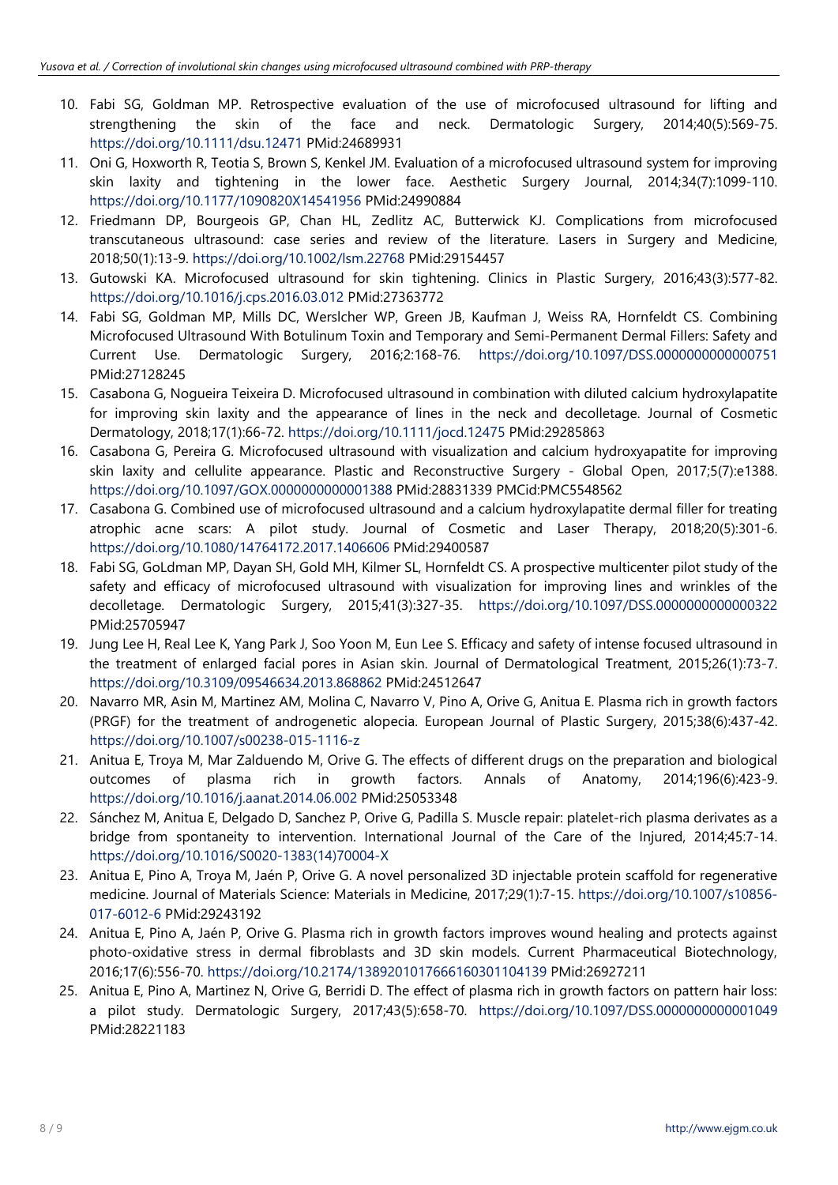10. Fabi SG, Goldman MP. Retrospective evaluation of the use of microfocused ultrasound for lifting and strengthening the skin of the face and neck. Dermatologic Surgery, 2014;40(5):569-75. https://doi.org/10.1111/dsu.12471 PMid:24689931
11. Oni G, Hoxworth R, Teotia S, Brown S, Kenkel JM. Evaluation of a microfocused ultrasound system for improving skin laxity and tightening in the lower face. Aesthetic Surgery Journal, 2014;34(7):1099-110. https://doi.org/10.1177/1090820X14541956 PMid:24990884
12. Friedmann DP, Bourgeois GP, Chan HL, Zedlitz AC, Butterwick KJ. Complications from microfocused transcutaneous ultrasound: case series and review of the literature. Lasers in Surgery and Medicine, 2018;50(1):13-9. https://doi.org/10.1002/lsm.22768 PMid:29154457
13. Gutowski KA. Microfocused ultrasound for skin tightening. Clinics in Plastic Surgery, 2016;43(3):577-82. https://doi.org/10.1016/j.cps.2016.03.012 PMid:27363772
14. Fabi SG, Goldman MP, Mills DC, Werslcher WP, Green JB, Kaufman J, Weiss RA, Hornfeldt CS. Combining Microfocused Ultrasound With Botulinum Toxin and Temporary and Semi-Permanent Dermal Fillers: Safety and Current Use. Dermatologic Surgery, 2016;2:168-76. https://doi.org/10.1097/DSS.0000000000000751 PMid:27128245
15. Casabona G, Nogueira Teixeira D. Microfocused ultrasound in combination with diluted calcium hydroxylapatite for improving skin laxity and the appearance of lines in the neck and decolletage. Journal of Cosmetic Dermatology, 2018;17(1):66-72. https://doi.org/10.1111/jocd.12475 PMid:29285863
16. Casabona G, Pereira G. Microfocused ultrasound with visualization and calcium hydroxyapatite for improving skin laxity and cellulite appearance. Plastic and Reconstructive Surgery - Global Open, 2017;5(7):e1388. https://doi.org/10.1097/GOX.0000000000001388 PMid:28831339 PMCid:PMC5548562
17. Casabona G. Combined use of microfocused ultrasound and a calcium hydroxylapatite dermal filler for treating atrophic acne scars: A pilot study. Journal of Cosmetic and Laser Therapy, 2018;20(5):301-6. https://doi.org/10.1080/14764172.2017.1406606 PMid:29400587
18. Fabi SG, GoLdman MP, Dayan SH, Gold MH, Kilmer SL, Hornfeldt CS. A prospective multicenter pilot study of the safety and efficacy of microfocused ultrasound with visualization for improving lines and wrinkles of the decolletage. Dermatologic Surgery, 2015;41(3):327-35. https://doi.org/10.1097/DSS.0000000000000322 PMid:25705947
19. Jung Lee H, Real Lee K, Yang Park J, Soo Yoon M, Eun Lee S. Efficacy and safety of intense focused ultrasound in the treatment of enlarged facial pores in Asian skin. Journal of Dermatological Treatment, 2015;26(1):73-7. https://doi.org/10.3109/09546634.2013.868862 PMid:24512647
20. Navarro MR, Asin M, Martinez AM, Molina C, Navarro V, Pino A, Orive G, Anitua E. Plasma rich in growth factors (PRGF) for the treatment of androgenetic alopecia. European Journal of Plastic Surgery, 2015;38(6):437-42. https://doi.org/10.1007/s00238-015-1116-z
21. Anitua E, Troya M, Mar Zalduendo M, Orive G. The effects of different drugs on the preparation and biological outcomes of plasma rich in growth factors. Annals of Anatomy, 2014;196(6):423-9. https://doi.org/10.1016/j.aanat.2014.06.002 PMid:25053348
22. Sánchez M, Anitua E, Delgado D, Sanchez P, Orive G, Padilla S. Muscle repair: platelet-rich plasma derivates as a bridge from spontaneity to intervention. International Journal of the Care of the Injured, 2014;45:7-14. https://doi.org/10.1016/S0020-1383(14)70004-X
23. Anitua E, Pino A, Troya M, Jaén P, Orive G. A novel personalized 3D injectable protein scaffold for regenerative medicine. Journal of Materials Science: Materials in Medicine, 2017;29(1):7-15. https://doi.org/10.1007/s10856-017-6012-6 PMid:29243192
24. Anitua E, Pino A, Jaén P, Orive G. Plasma rich in growth factors improves wound healing and protects against photo-oxidative stress in dermal fibroblasts and 3D skin models. Current Pharmaceutical Biotechnology, 2016;17(6):556-70. https://doi.org/10.2174/1389201017666160301104139 PMid:26927211
25. Anitua E, Pino A, Martinez N, Orive G, Berridi D. The effect of plasma rich in growth factors on pattern hair loss: a pilot study. Dermatologic Surgery, 2017;43(5):658-70. https://doi.org/10.1097/DSS.0000000000001049 PMid:28221183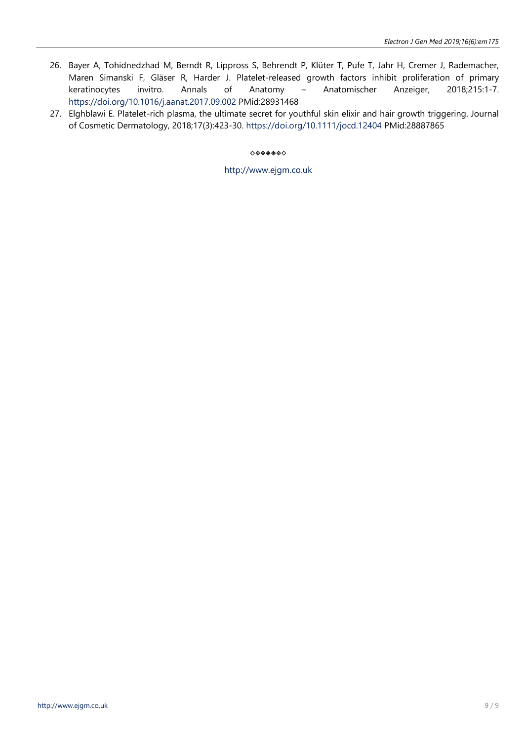26. Bayer A, Tohidnedzhad M, Berndt R, Lippross S, Behrendt P, Klüter T, Pufe T, Jahr H, Cremer J, Rademacher, Maren Simanski F, Gläser R, Harder J. Platelet-released growth factors inhibit proliferation of primary keratinocytes invitro. Annals of Anatomy – Anatomischer Anzeiger, 2018;215:1-7. https://doi.org/10.1016/j.aanat.2017.09.002 PMid:28931468
27. Elghblawi E. Platelet-rich plasma, the ultimate secret for youthful skin elixir and hair growth triggering. Journal of Cosmetic Dermatology, 2018;17(3):423-30. https://doi.org/10.1111/jocd.12404 PMid:28887865

◇◈◆◆◈◇

http://www.ejgm.co.uk